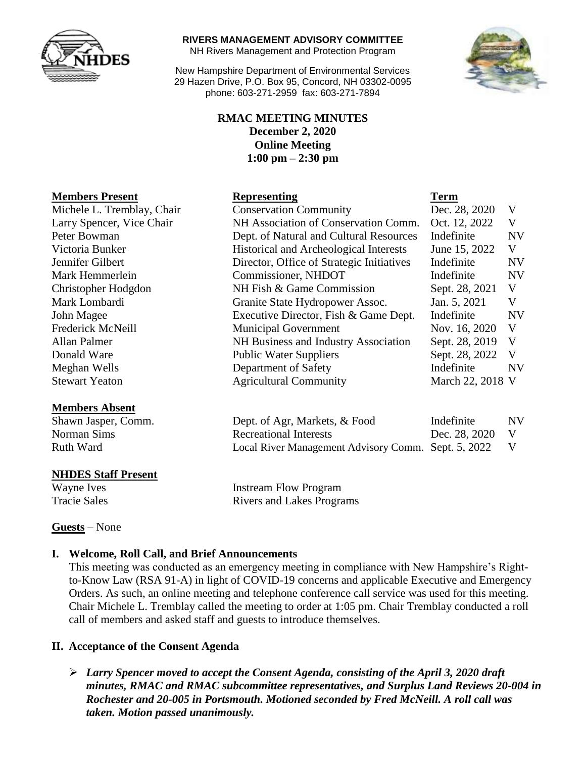**RIVERS MANAGEMENT ADVISORY COMMITTEE**
NH Rivers Management and Protection Program

New Hampshire Department of Environmental Services
29 Hazen Drive, P.O. Box 95, Concord, NH 03302-0095
phone: 603-271-2959 fax: 603-271-7894

# RMAC MEETING MINUTES
**December 2, 2020**
**Online Meeting**
**1:00 pm – 2:30 pm**

| Members Present | Representing | Term | |
|---|---|---|---|
| Michele L. Tremblay, Chair | Conservation Community | Dec. 28, 2020 | V |
| Larry Spencer, Vice Chair | NH Association of Conservation Comm. | Oct. 12, 2022 | V |
| Peter Bowman | Dept. of Natural and Cultural Resources | Indefinite | NV |
| Victoria Bunker | Historical and Archeological Interests | June 15, 2022 | V |
| Jennifer Gilbert | Director, Office of Strategic Initiatives | Indefinite | NV |
| Mark Hemmerlein | Commissioner, NHDOT | Indefinite | NV |
| Christopher Hodgdon | NH Fish & Game Commission | Sept. 28, 2021 | V |
| Mark Lombardi | Granite State Hydropower Assoc. | Jan. 5, 2021 | V |
| John Magee | Executive Director, Fish & Game Dept. | Indefinite | NV |
| Frederick McNeill | Municipal Government | Nov. 16, 2020 | V |
| Allan Palmer | NH Business and Industry Association | Sept. 28, 2019 | V |
| Donald Ware | Public Water Suppliers | Sept. 28, 2022 | V |
| Meghan Wells | Department of Safety | Indefinite | NV |
| Stewart Yeaton | Agricultural Community | March 22, 2018 | V |

| Members Absent | | | |
|---|---|---|---|
| Shawn Jasper, Comm. | Dept. of Agr, Markets, & Food | Indefinite | NV |
| Norman Sims | Recreational Interests | Dec. 28, 2020 | V |
| Ruth Ward | Local River Management Advisory Comm. | Sept. 5, 2022 | V |

| NHDES Staff Present | |
|---|---|
| Wayne Ives | Instream Flow Program |
| Tracie Sales | Rivers and Lakes Programs |

**Guests** – None

## I. Welcome, Roll Call, and Brief Announcements

This meeting was conducted as an emergency meeting in compliance with New Hampshire's Right-to-Know Law (RSA 91-A) in light of COVID-19 concerns and applicable Executive and Emergency Orders. As such, an online meeting and telephone conference call service was used for this meeting. Chair Michele L. Tremblay called the meeting to order at 1:05 pm. Chair Tremblay conducted a roll call of members and asked staff and guests to introduce themselves.

## II. Acceptance of the Consent Agenda

- ***Larry Spencer moved to accept the Consent Agenda, consisting of the April 3, 2020 draft minutes, RMAC and RMAC subcommittee representatives, and Surplus Land Reviews 20-004 in Rochester and 20-005 in Portsmouth. Motioned seconded by Fred McNeill. A roll call was taken. Motion passed unanimously.***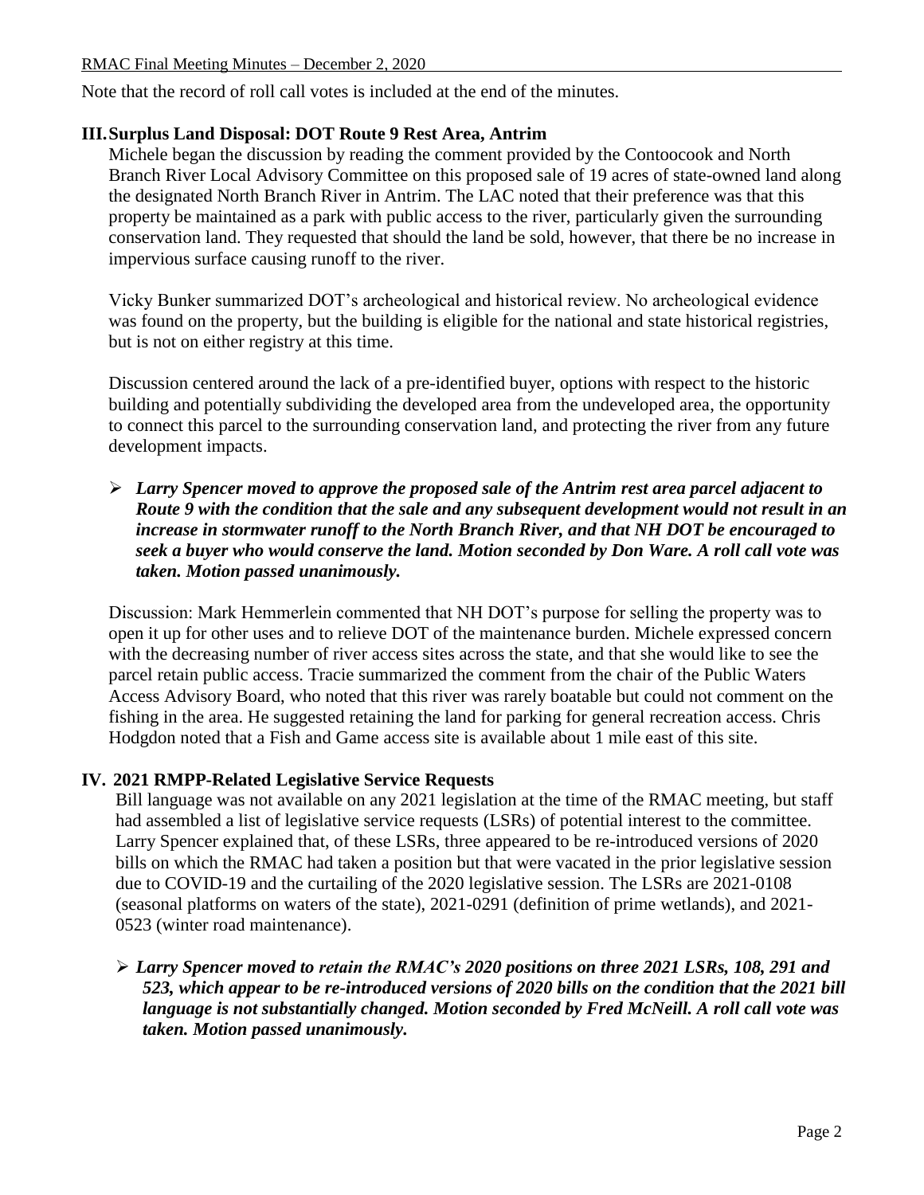Note that the record of roll call votes is included at the end of the minutes.

## III. Surplus Land Disposal: DOT Route 9 Rest Area, Antrim

Michele began the discussion by reading the comment provided by the Contoocook and North Branch River Local Advisory Committee on this proposed sale of 19 acres of state-owned land along the designated North Branch River in Antrim. The LAC noted that their preference was that this property be maintained as a park with public access to the river, particularly given the surrounding conservation land. They requested that should the land be sold, however, that there be no increase in impervious surface causing runoff to the river.

Vicky Bunker summarized DOT's archeological and historical review. No archeological evidence was found on the property, but the building is eligible for the national and state historical registries, but is not on either registry at this time.

Discussion centered around the lack of a pre-identified buyer, options with respect to the historic building and potentially subdividing the developed area from the undeveloped area, the opportunity to connect this parcel to the surrounding conservation land, and protecting the river from any future development impacts.

- ***Larry Spencer moved to approve the proposed sale of the Antrim rest area parcel adjacent to Route 9 with the condition that the sale and any subsequent development would not result in an increase in stormwater runoff to the North Branch River, and that NH DOT be encouraged to seek a buyer who would conserve the land. Motion seconded by Don Ware. A roll call vote was taken. Motion passed unanimously.***

Discussion: Mark Hemmerlein commented that NH DOT's purpose for selling the property was to open it up for other uses and to relieve DOT of the maintenance burden. Michele expressed concern with the decreasing number of river access sites across the state, and that she would like to see the parcel retain public access. Tracie summarized the comment from the chair of the Public Waters Access Advisory Board, who noted that this river was rarely boatable but could not comment on the fishing in the area. He suggested retaining the land for parking for general recreation access. Chris Hodgdon noted that a Fish and Game access site is available about 1 mile east of this site.

## IV. 2021 RMPP-Related Legislative Service Requests

Bill language was not available on any 2021 legislation at the time of the RMAC meeting, but staff had assembled a list of legislative service requests (LSRs) of potential interest to the committee. Larry Spencer explained that, of these LSRs, three appeared to be re-introduced versions of 2020 bills on which the RMAC had taken a position but that were vacated in the prior legislative session due to COVID-19 and the curtailing of the 2020 legislative session. The LSRs are 2021-0108 (seasonal platforms on waters of the state), 2021-0291 (definition of prime wetlands), and 2021-0523 (winter road maintenance).

- ***Larry Spencer moved to retain the RMAC's 2020 positions on three 2021 LSRs, 108, 291 and 523, which appear to be re-introduced versions of 2020 bills on the condition that the 2021 bill language is not substantially changed. Motion seconded by Fred McNeill. A roll call vote was taken. Motion passed unanimously.***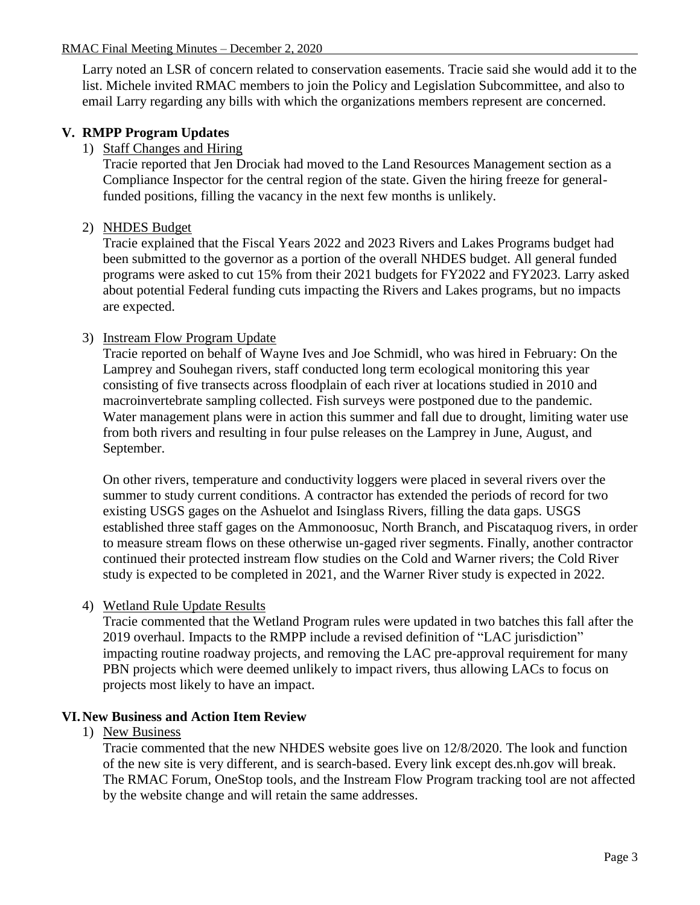Larry noted an LSR of concern related to conservation easements. Tracie said she would add it to the list. Michele invited RMAC members to join the Policy and Legislation Subcommittee, and also to email Larry regarding any bills with which the organizations members represent are concerned.

## V. RMPP Program Updates

1) Staff Changes and Hiring

Tracie reported that Jen Drociak had moved to the Land Resources Management section as a Compliance Inspector for the central region of the state. Given the hiring freeze for general-funded positions, filling the vacancy in the next few months is unlikely.

2) NHDES Budget

Tracie explained that the Fiscal Years 2022 and 2023 Rivers and Lakes Programs budget had been submitted to the governor as a portion of the overall NHDES budget. All general funded programs were asked to cut 15% from their 2021 budgets for FY2022 and FY2023. Larry asked about potential Federal funding cuts impacting the Rivers and Lakes programs, but no impacts are expected.

3) Instream Flow Program Update

Tracie reported on behalf of Wayne Ives and Joe Schmidl, who was hired in February: On the Lamprey and Souhegan rivers, staff conducted long term ecological monitoring this year consisting of five transects across floodplain of each river at locations studied in 2010 and macroinvertebrate sampling collected. Fish surveys were postponed due to the pandemic. Water management plans were in action this summer and fall due to drought, limiting water use from both rivers and resulting in four pulse releases on the Lamprey in June, August, and September.

On other rivers, temperature and conductivity loggers were placed in several rivers over the summer to study current conditions. A contractor has extended the periods of record for two existing USGS gages on the Ashuelot and Isinglass Rivers, filling the data gaps. USGS established three staff gages on the Ammonoosuc, North Branch, and Piscataquog rivers, in order to measure stream flows on these otherwise un-gaged river segments. Finally, another contractor continued their protected instream flow studies on the Cold and Warner rivers; the Cold River study is expected to be completed in 2021, and the Warner River study is expected in 2022.

4) Wetland Rule Update Results

Tracie commented that the Wetland Program rules were updated in two batches this fall after the 2019 overhaul. Impacts to the RMPP include a revised definition of "LAC jurisdiction" impacting routine roadway projects, and removing the LAC pre-approval requirement for many PBN projects which were deemed unlikely to impact rivers, thus allowing LACs to focus on projects most likely to have an impact.

## VI. New Business and Action Item Review

1) New Business

Tracie commented that the new NHDES website goes live on 12/8/2020. The look and function of the new site is very different, and is search-based. Every link except des.nh.gov will break. The RMAC Forum, OneStop tools, and the Instream Flow Program tracking tool are not affected by the website change and will retain the same addresses.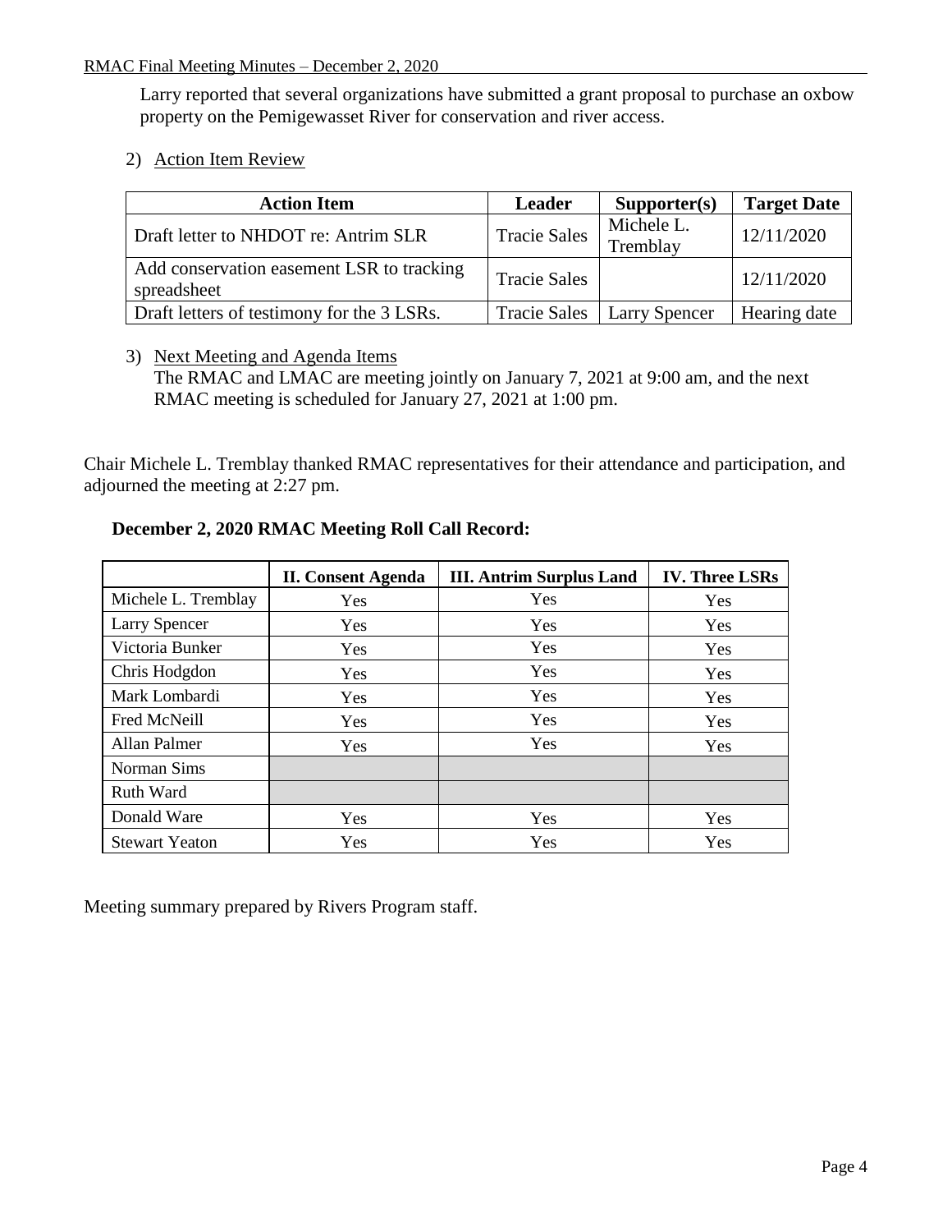Larry reported that several organizations have submitted a grant proposal to purchase an oxbow property on the Pemigewasset River for conservation and river access.

2) Action Item Review

| Action Item | Leader | Supporter(s) | Target Date |
|---|---|---|---|
| Draft letter to NHDOT re: Antrim SLR | Tracie Sales | Michele L. Tremblay | 12/11/2020 |
| Add conservation easement LSR to tracking spreadsheet | Tracie Sales | | 12/11/2020 |
| Draft letters of testimony for the 3 LSRs. | Tracie Sales | Larry Spencer | Hearing date |

3) Next Meeting and Agenda Items

The RMAC and LMAC are meeting jointly on January 7, 2021 at 9:00 am, and the next RMAC meeting is scheduled for January 27, 2021 at 1:00 pm.

Chair Michele L. Tremblay thanked RMAC representatives for their attendance and participation, and adjourned the meeting at 2:27 pm.

**December 2, 2020 RMAC Meeting Roll Call Record:**

| | II. Consent Agenda | III. Antrim Surplus Land | IV. Three LSRs |
|---|---|---|---|
| Michele L. Tremblay | Yes | Yes | Yes |
| Larry Spencer | Yes | Yes | Yes |
| Victoria Bunker | Yes | Yes | Yes |
| Chris Hodgdon | Yes | Yes | Yes |
| Mark Lombardi | Yes | Yes | Yes |
| Fred McNeill | Yes | Yes | Yes |
| Allan Palmer | Yes | Yes | Yes |
| Norman Sims | | | |
| Ruth Ward | | | |
| Donald Ware | Yes | Yes | Yes |
| Stewart Yeaton | Yes | Yes | Yes |

Meeting summary prepared by Rivers Program staff.